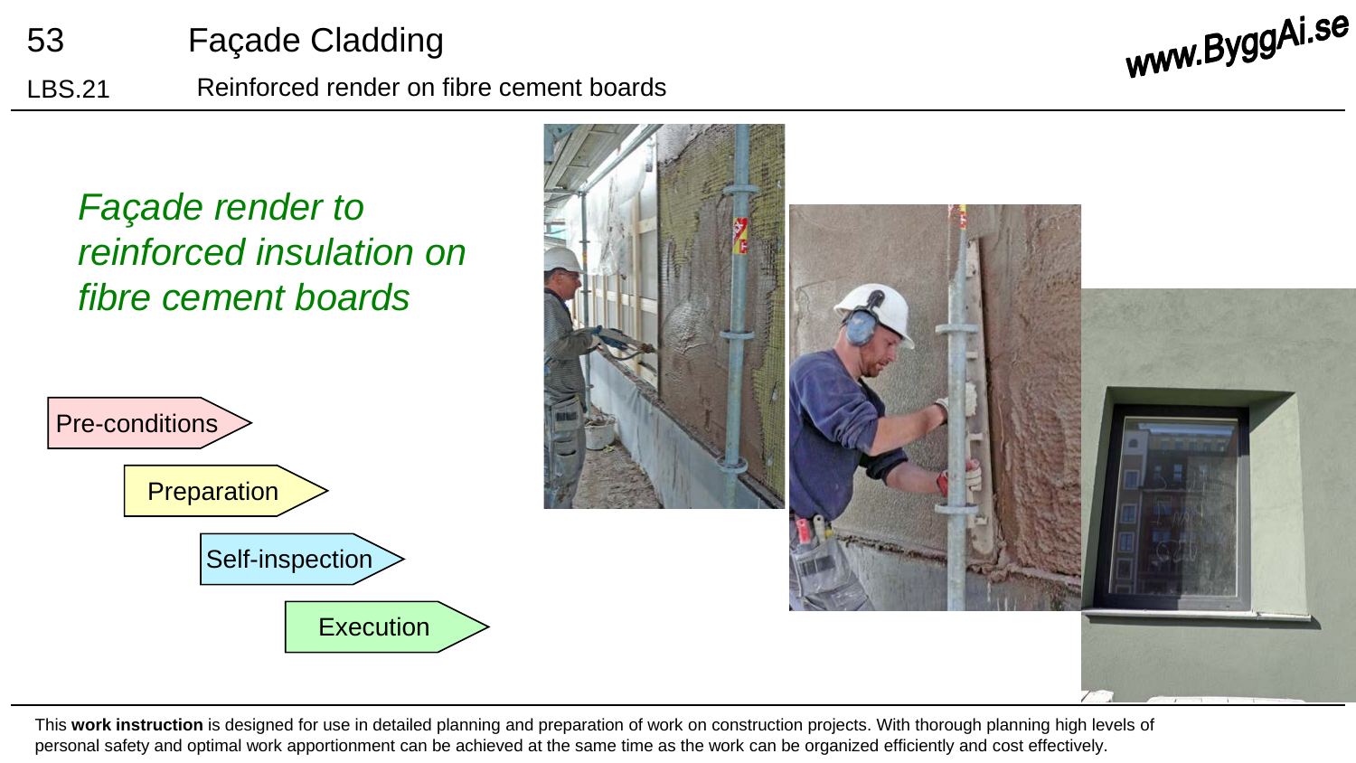# 53 Façade Cladding

LBS.21 Reinforced render on fibre cement boards

www.ByggAi.se

*Façade render to reinforced insulation on fibre cement boards*

- Pre-conditions
- Preparation
- Self-inspection
- Execution

This **work instruction** is designed for use in detailed planning and preparation of work on construction projects. With thorough planning high levels of personal safety and optimal work apportionment can be achieved at the same time as the work can be organized efficiently and cost effectively.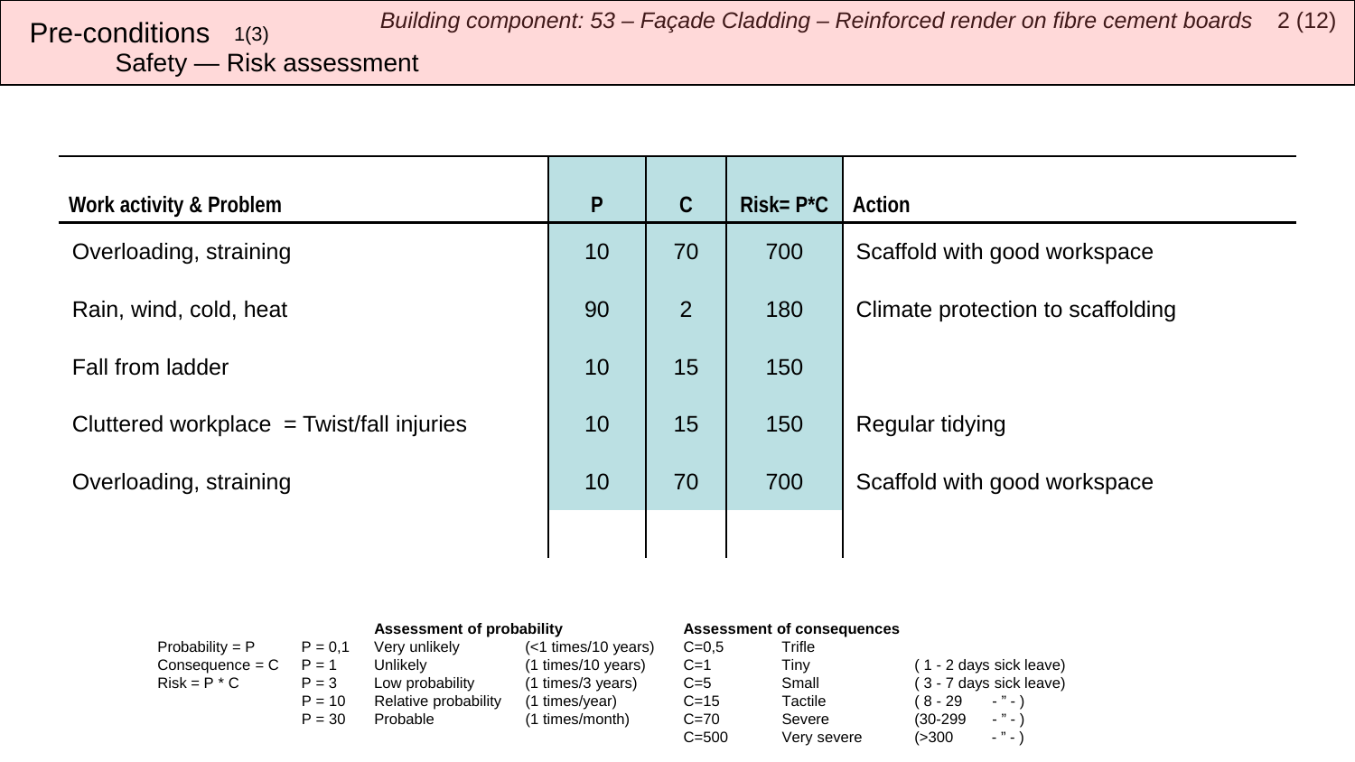# Pre-conditions 1(3)

## Safety — Risk assessment

| Work activity & Problem | P | C | Risk= P*C | Action |
|---|---|---|---|---|
| Overloading, straining | 10 | 70 | 700 | Scaffold with good workspace |
| Rain, wind, cold, heat | 90 | 2 | 180 | Climate protection to scaffolding |
| Fall from ladder | 10 | 15 | 150 | |
| Cluttered workplace = Twist/fall injuries | 10 | 15 | 150 | Regular tidying |
| Overloading, straining | 10 | 70 | 700 | Scaffold with good workspace |
| | | | | |

| | | **Assessment of probability** | | **Assessment of consequences** | | |
|---|---|---|---|---|---|---|
| Probability = P | P = 0,1 | Very unlikely | (<1 times/10 years) | C=0,5 | Trifle | |
| Consequence = C | P = 1 | Unlikely | (1 times/10 years) | C=1 | Tiny | ( 1 - 2 days sick leave) |
| Risk = P * C | P = 3 | Low probability | (1 times/3 years) | C=5 | Small | ( 3 - 7 days sick leave) |
| | P = 10 | Relative probability | (1 times/year) | C=15 | Tactile | ( 8 - 29 - " - ) |
| | P = 30 | Probable | (1 times/month) | C=70 | Severe | (30-299 - " - ) |
| | | | | C=500 | Very severe | (>300 - " - ) |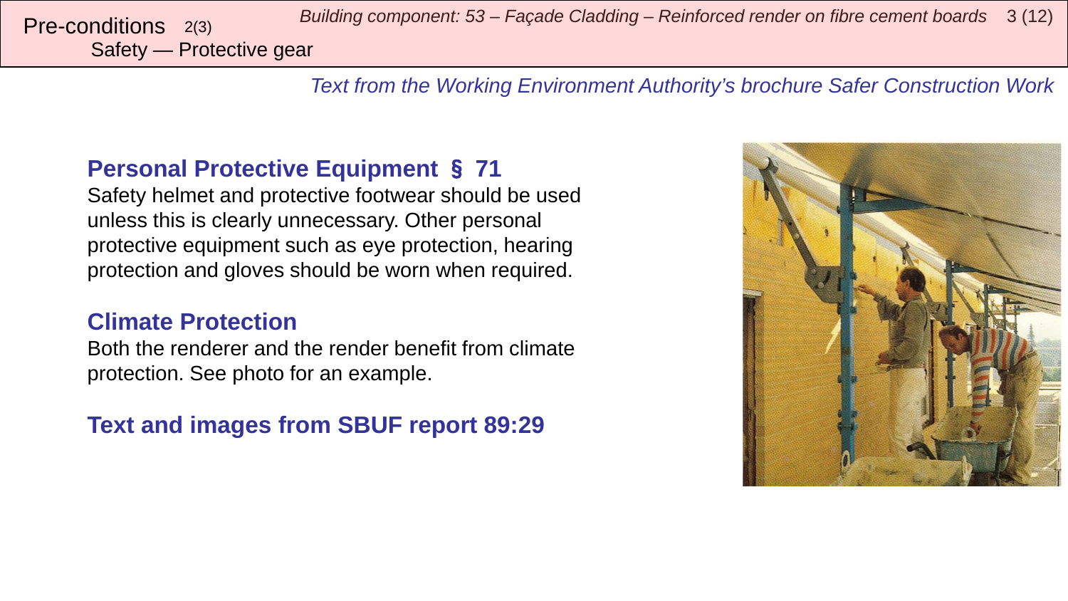# Pre-conditions 2(3)

## Safety — Protective gear

*Text from the Working Environment Authority's brochure Safer Construction Work*

### Personal Protective Equipment § 71

Safety helmet and protective footwear should be used unless this is clearly unnecessary. Other personal protective equipment such as eye protection, hearing protection and gloves should be worn when required.

### Climate Protection

Both the renderer and the render benefit from climate protection. See photo for an example.

### Text and images from SBUF report 89:29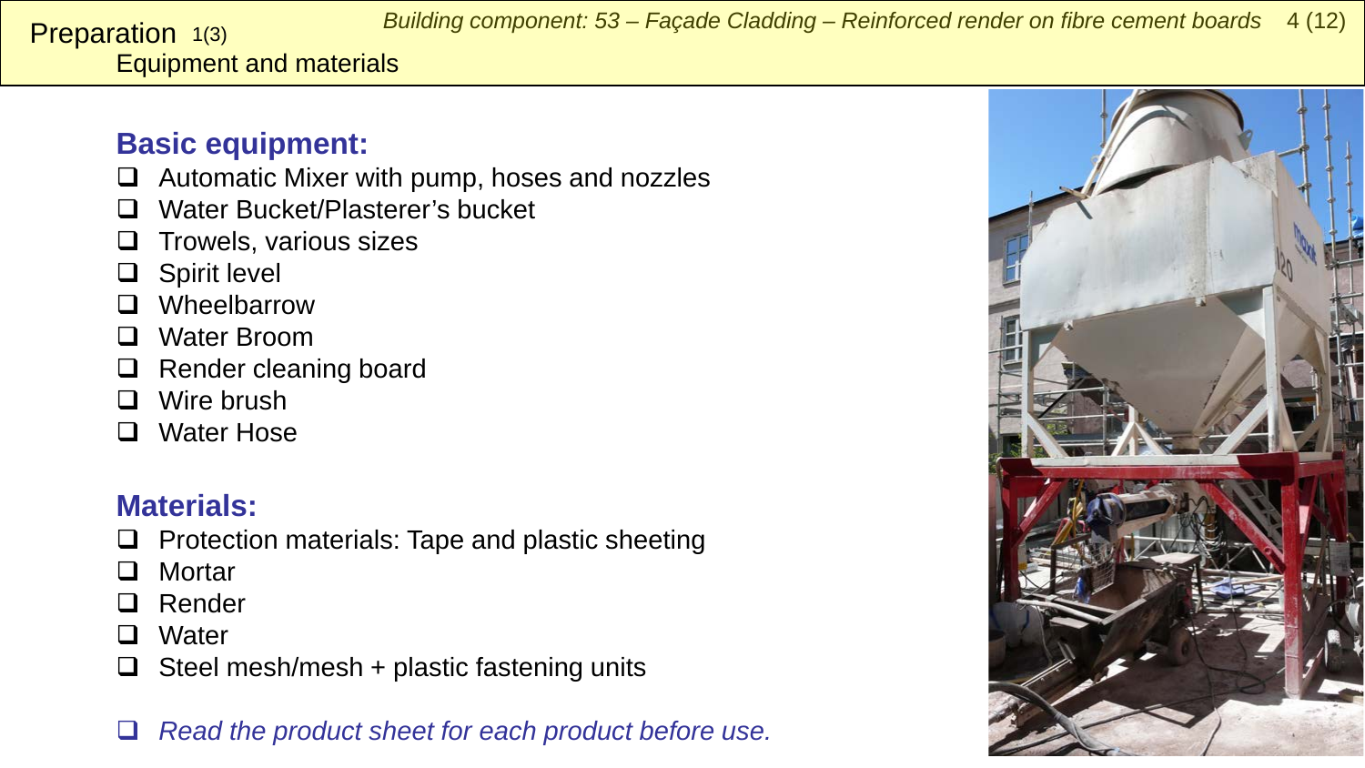# Preparation 1(3)

## Equipment and materials

### Basic equipment:

- ❑ Automatic Mixer with pump, hoses and nozzles
- ❑ Water Bucket/Plasterer's bucket
- ❑ Trowels, various sizes
- ❑ Spirit level
- ❑ Wheelbarrow
- ❑ Water Broom
- ❑ Render cleaning board
- ❑ Wire brush
- ❑ Water Hose

### Materials:

- ❑ Protection materials: Tape and plastic sheeting
- ❑ Mortar
- ❑ Render
- ❑ Water
- ❑ Steel mesh/mesh + plastic fastening units

- ❑ *Read the product sheet for each product before use.*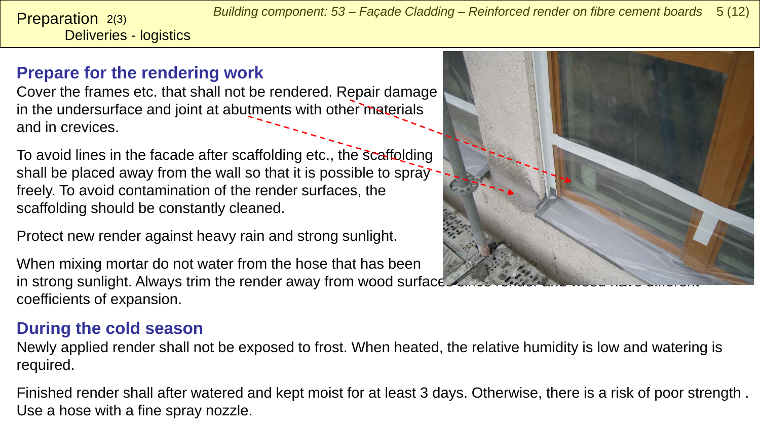# Preparation 2(3)
## Deliveries - logistics

### Prepare for the rendering work

Cover the frames etc. that shall not be rendered. Repair damage in the undersurface and joint at abutments with other materials and in crevices.

To avoid lines in the facade after scaffolding etc., the scaffolding shall be placed away from the wall so that it is possible to spray freely. To avoid contamination of the render surfaces, the scaffolding should be constantly cleaned.

Protect new render against heavy rain and strong sunlight.

When mixing mortar do not water from the hose that has been in strong sunlight. Always trim the render away from wood surfaces since render and wood have different coefficients of expansion.

### During the cold season

Newly applied render shall not be exposed to frost. When heated, the relative humidity is low and watering is required.

Finished render shall after watered and kept moist for at least 3 days. Otherwise, there is a risk of poor strength . Use a hose with a fine spray nozzle.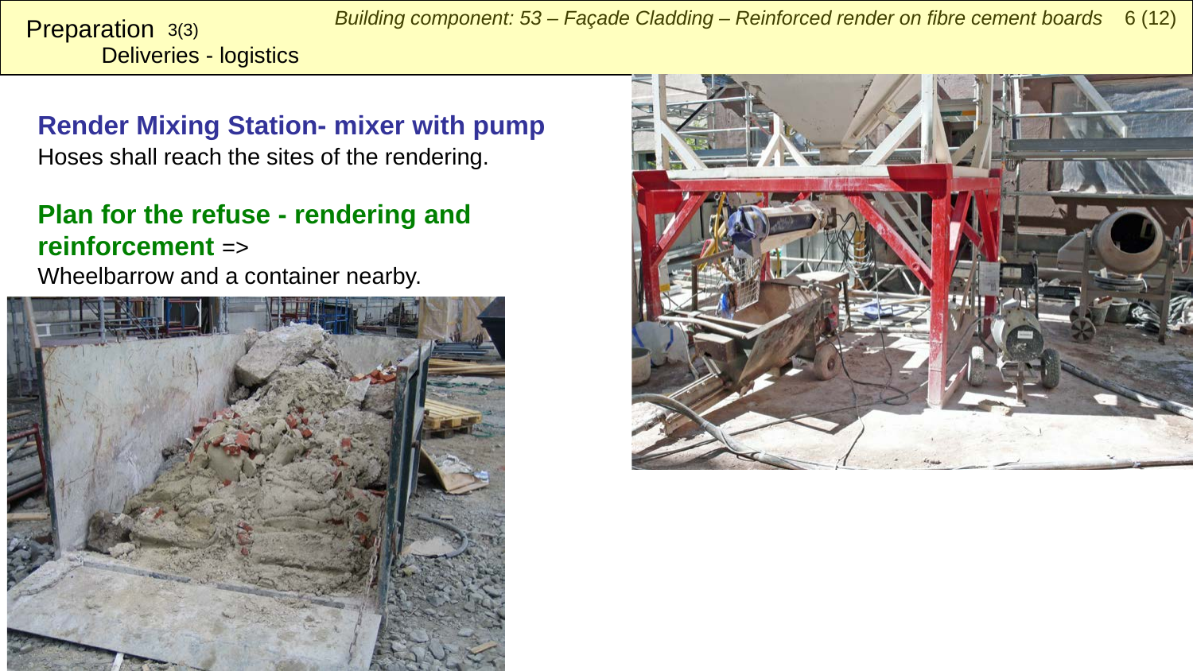# Preparation 3(3)

## Deliveries - logistics

**Render Mixing Station- mixer with pump**

Hoses shall reach the sites of the rendering.

**Plan for the refuse - rendering and reinforcement** =>

Wheelbarrow and a container nearby.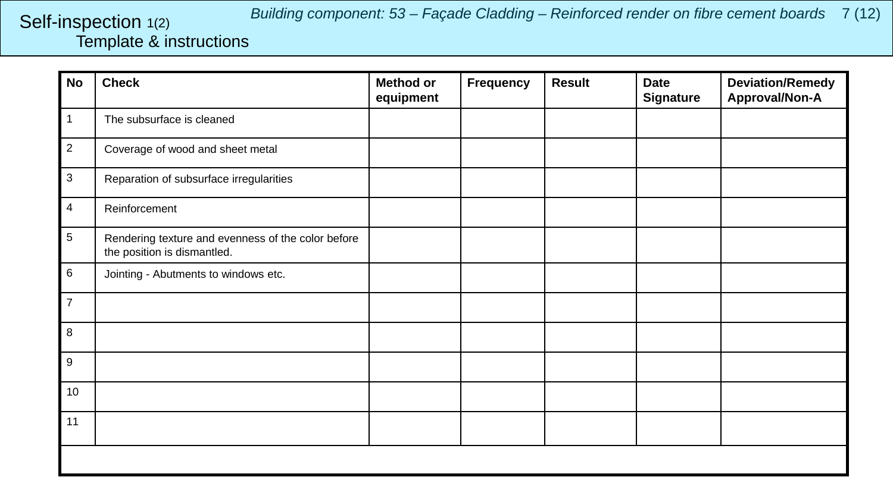# Self-inspection 1(2)

## Template & instructions

*Building component: 53 – Façade Cladding – Reinforced render on fibre cement boards*

| No | Check | Method or equipment | Frequency | Result | Date Signature | Deviation/Remedy Approval/Non-A |
|---|---|---|---|---|---|---|
| 1 | The subsurface is cleaned | | | | | |
| 2 | Coverage of wood and sheet metal | | | | | |
| 3 | Reparation of subsurface irregularities | | | | | |
| 4 | Reinforcement | | | | | |
| 5 | Rendering texture and evenness of the color before the position is dismantled. | | | | | |
| 6 | Jointing - Abutments to windows etc. | | | | | |
| 7 | | | | | | |
| 8 | | | | | | |
| 9 | | | | | | |
| 10 | | | | | | |
| 11 | | | | | | |
| | | | | | | |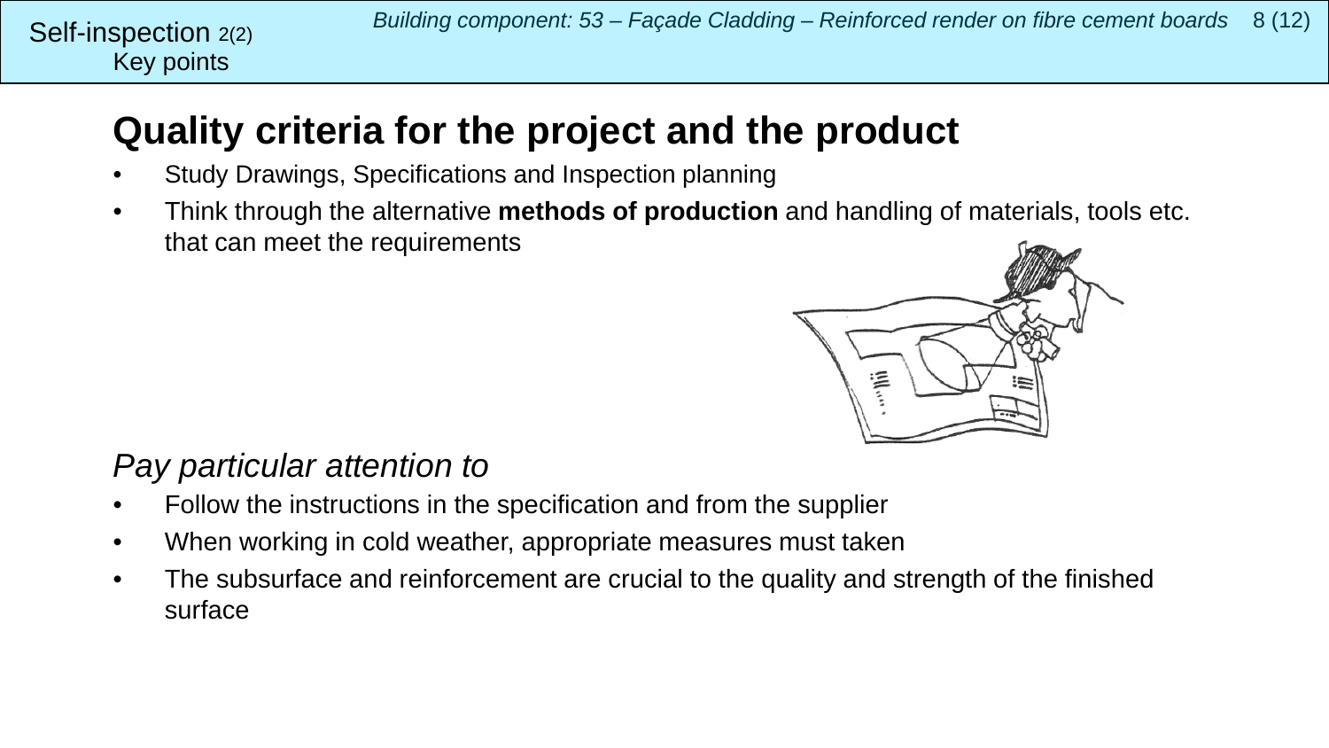Self-inspection 2(2)
Key points

# Quality criteria for the project and the product

- Study Drawings, Specifications and Inspection planning
- Think through the alternative **methods of production** and handling of materials, tools etc. that can meet the requirements

*Pay particular attention to*

- Follow the instructions in the specification and from the supplier
- When working in cold weather, appropriate measures must taken
- The subsurface and reinforcement are crucial to the quality and strength of the finished surface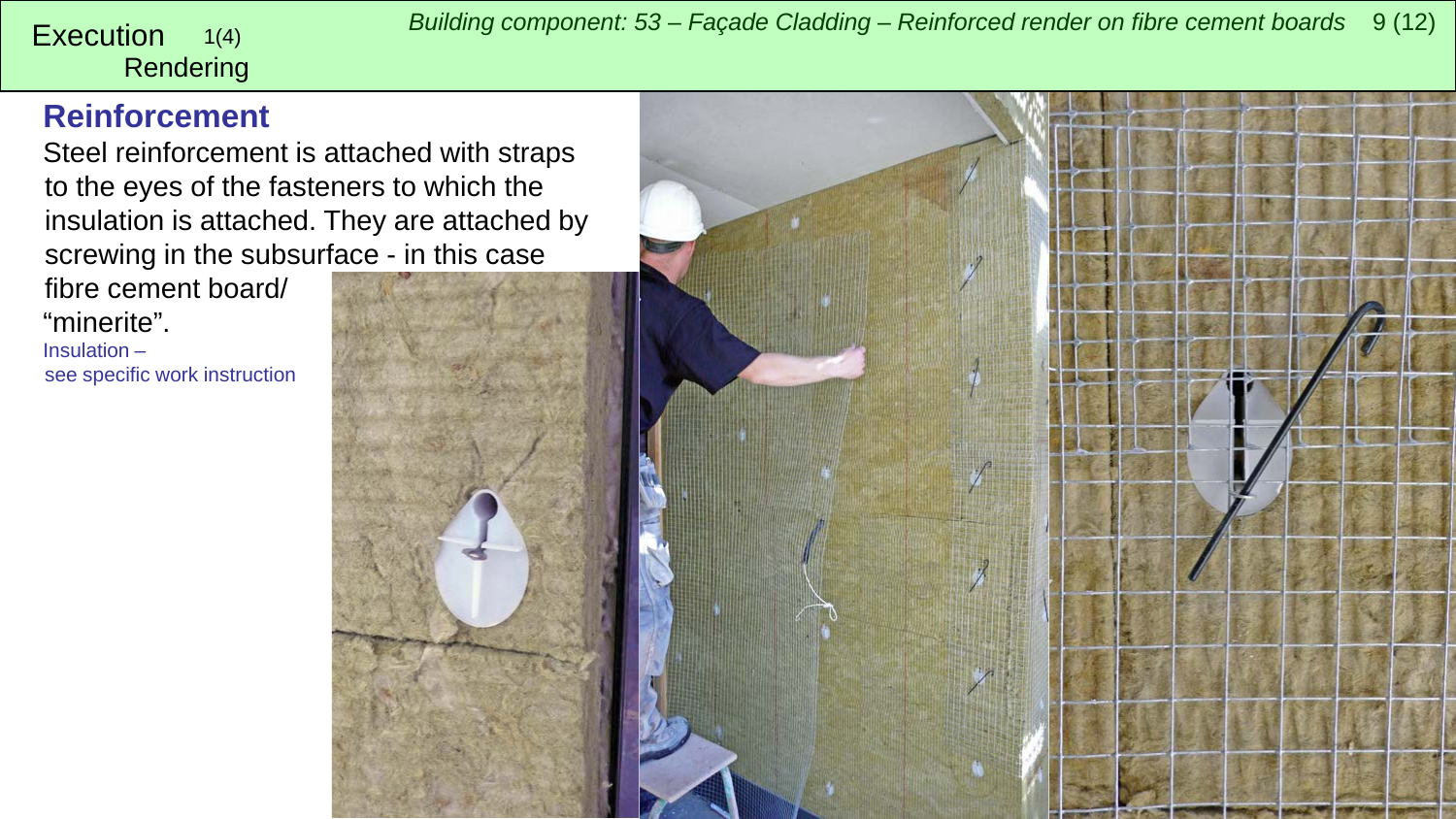Execution 1(4)
Rendering

## Reinforcement

Steel reinforcement is attached with straps to the eyes of the fasteners to which the insulation is attached. They are attached by screwing in the subsurface - in this case fibre cement board/ "minerite".

Insulation – see specific work instruction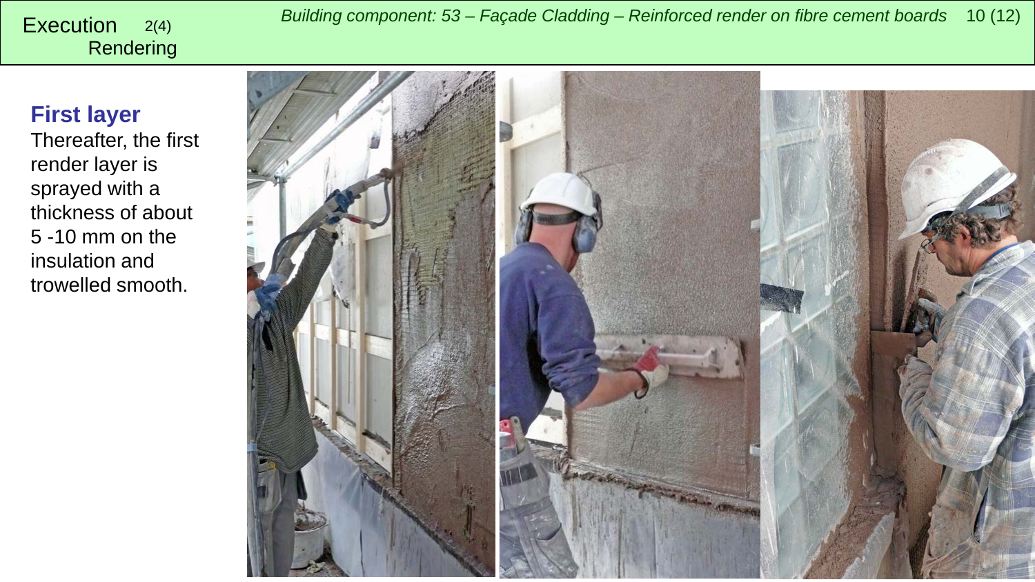Execution 2(4)
Rendering

## First layer

Thereafter, the first render layer is sprayed with a thickness of about 5 -10 mm on the insulation and trowelled smooth.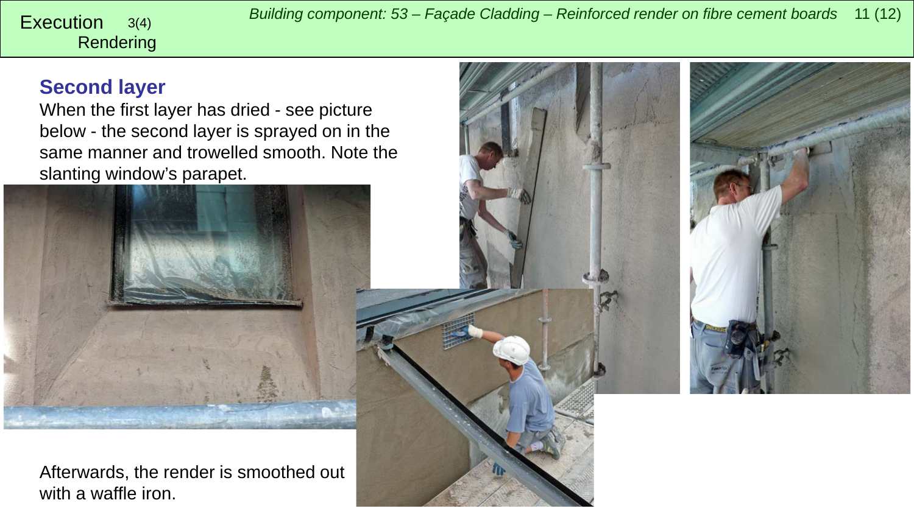Execution 3(4)
Rendering

## Second layer

When the first layer has dried - see picture below - the second layer is sprayed on in the same manner and trowelled smooth. Note the slanting window's parapet.

Afterwards, the render is smoothed out with a waffle iron.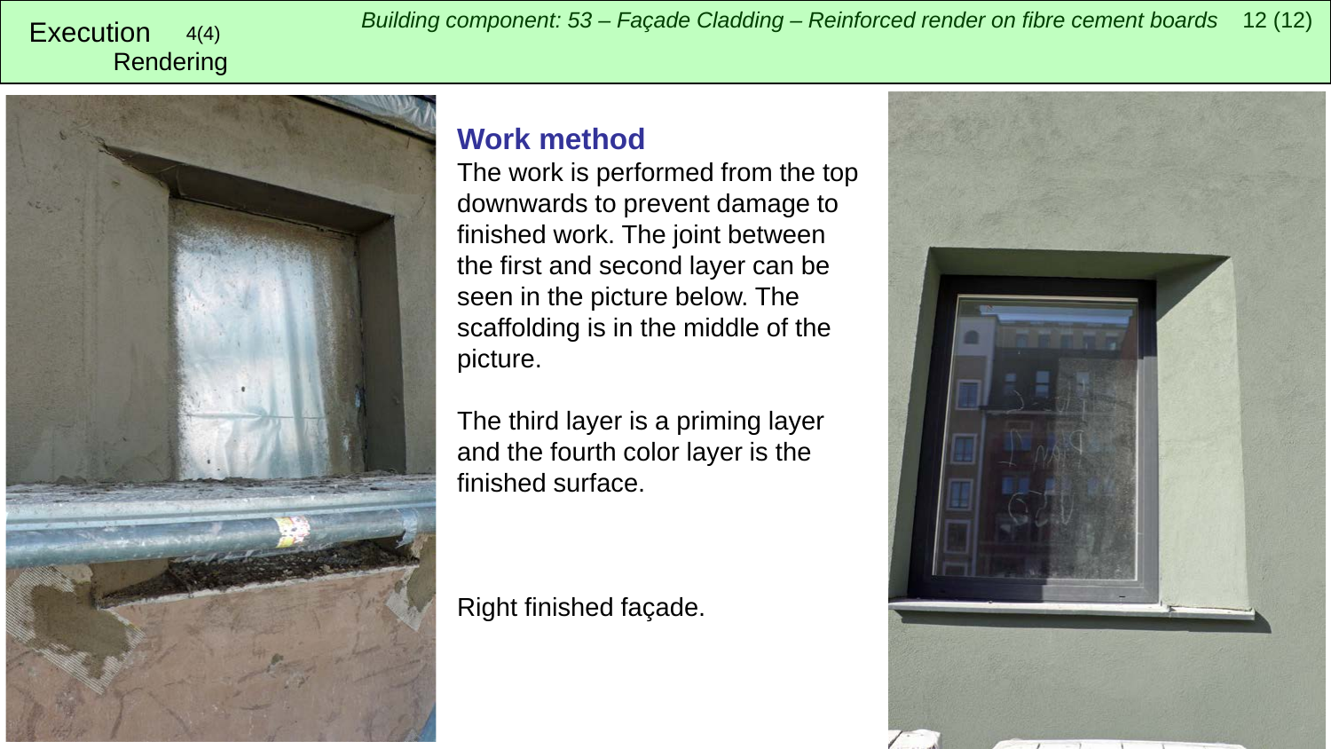Execution 4(4)
Rendering

## Work method

The work is performed from the top downwards to prevent damage to finished work. The joint between the first and second layer can be seen in the picture below. The scaffolding is in the middle of the picture.

The third layer is a priming layer and the fourth color layer is the finished surface.

Right finished façade.